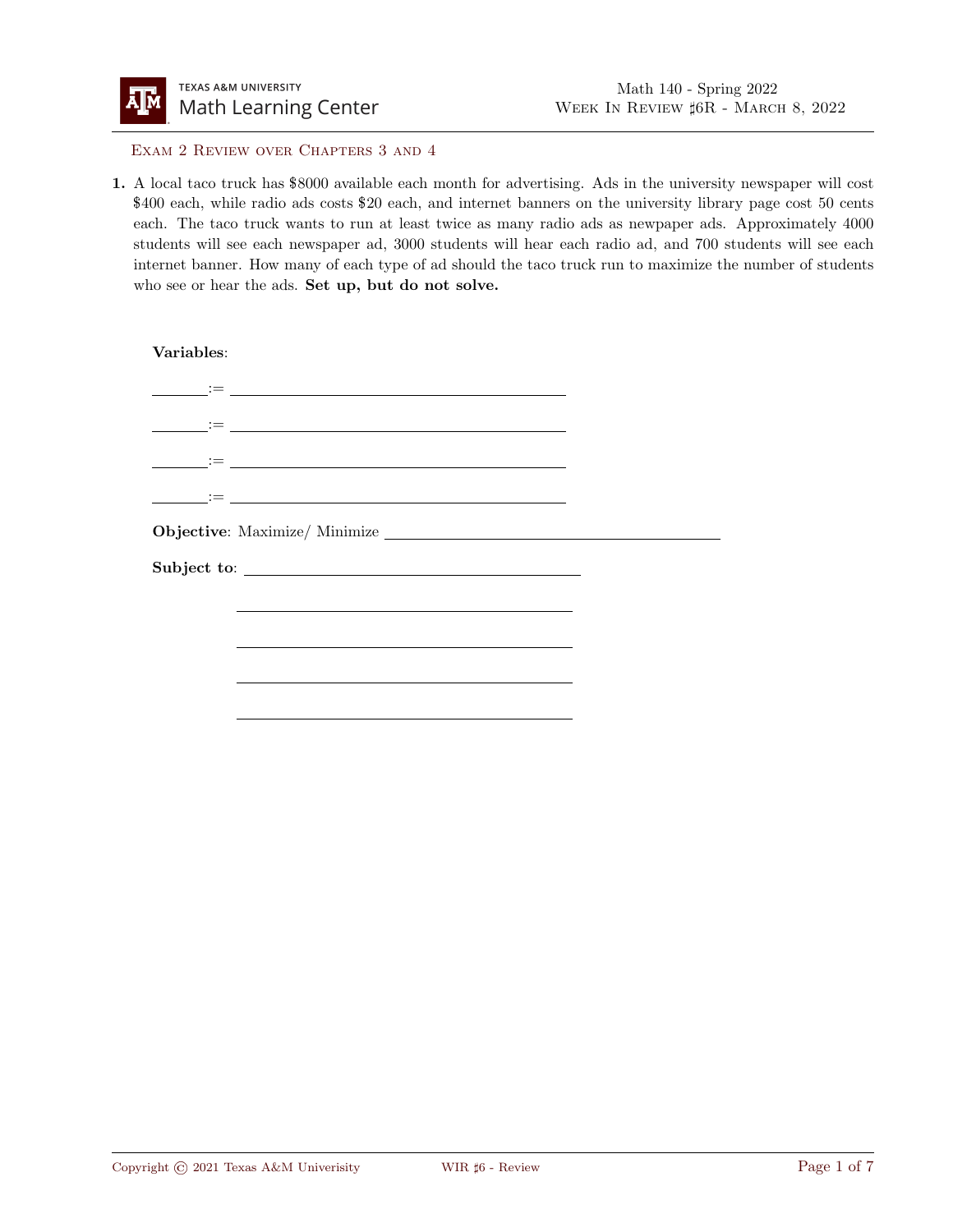## Exam 2 Review over Chapters 3 and 4

**1.** A local taco truck has $8000 available each month for advertising. Ads in the university newspaper will cost $400 each, while radio ads costs $20 each, and internet banners on the university library page cost 50 cents each. The taco truck wants to run at least twice as many radio ads as newpaper ads. Approximately 4000 students will see each newspaper ad, 3000 students will hear each radio ad, and 700 students will see each internet banner. How many of each type of ad should the taco truck run to maximize the number of students who see or hear the ads. **Set up, but do not solve.**

**Variables**:

\_\_\_\_\_\_\_ := \_\_\_\_\_\_\_\_\_\_\_\_\_\_\_\_\_\_\_\_\_\_\_\_\_\_\_\_\_\_\_\_\_\_\_\_\_\_

\_\_\_\_\_\_\_ := \_\_\_\_\_\_\_\_\_\_\_\_\_\_\_\_\_\_\_\_\_\_\_\_\_\_\_\_\_\_\_\_\_\_\_\_\_\_

\_\_\_\_\_\_\_ := \_\_\_\_\_\_\_\_\_\_\_\_\_\_\_\_\_\_\_\_\_\_\_\_\_\_\_\_\_\_\_\_\_\_\_\_\_\_

\_\_\_\_\_\_\_ := \_\_\_\_\_\_\_\_\_\_\_\_\_\_\_\_\_\_\_\_\_\_\_\_\_\_\_\_\_\_\_\_\_\_\_\_\_\_

**Objective**: Maximize/ Minimize \_\_\_\_\_\_\_\_\_\_\_\_\_\_\_\_\_\_\_\_\_\_\_\_\_\_\_\_\_\_\_\_\_\_\_\_\_\_

**Subject to**: \_\_\_\_\_\_\_\_\_\_\_\_\_\_\_\_\_\_\_\_\_\_\_\_\_\_\_\_\_\_\_\_\_\_\_\_\_\_

\_\_\_\_\_\_\_\_\_\_\_\_\_\_\_\_\_\_\_\_\_\_\_\_\_\_\_\_\_\_\_\_\_\_\_\_\_\_

\_\_\_\_\_\_\_\_\_\_\_\_\_\_\_\_\_\_\_\_\_\_\_\_\_\_\_\_\_\_\_\_\_\_\_\_\_\_

\_\_\_\_\_\_\_\_\_\_\_\_\_\_\_\_\_\_\_\_\_\_\_\_\_\_\_\_\_\_\_\_\_\_\_\_\_\_

\_\_\_\_\_\_\_\_\_\_\_\_\_\_\_\_\_\_\_\_\_\_\_\_\_\_\_\_\_\_\_\_\_\_\_\_\_\_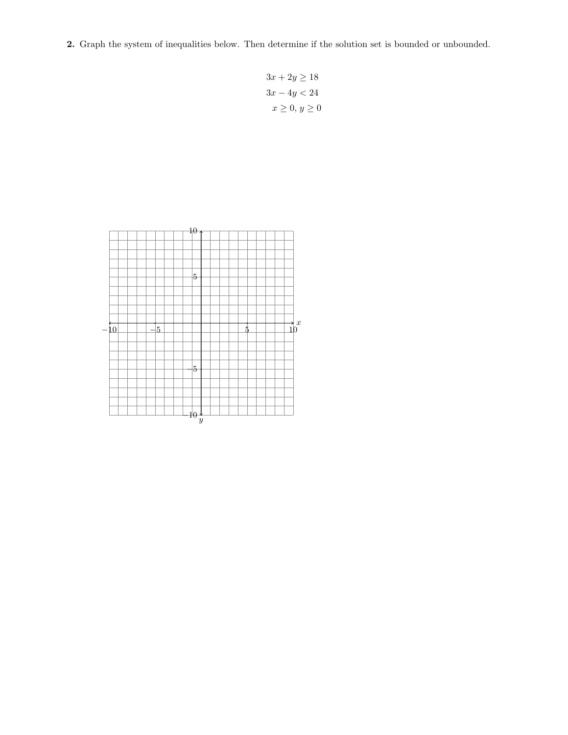**2.** Graph the system of inequalities below. Then determine if the solution set is bounded or unbounded.

$$
\begin{aligned}
3x + 2y &\geq 18 \\
3x - 4y &< 24 \\
x \geq 0,\ y &\geq 0
\end{aligned}
$$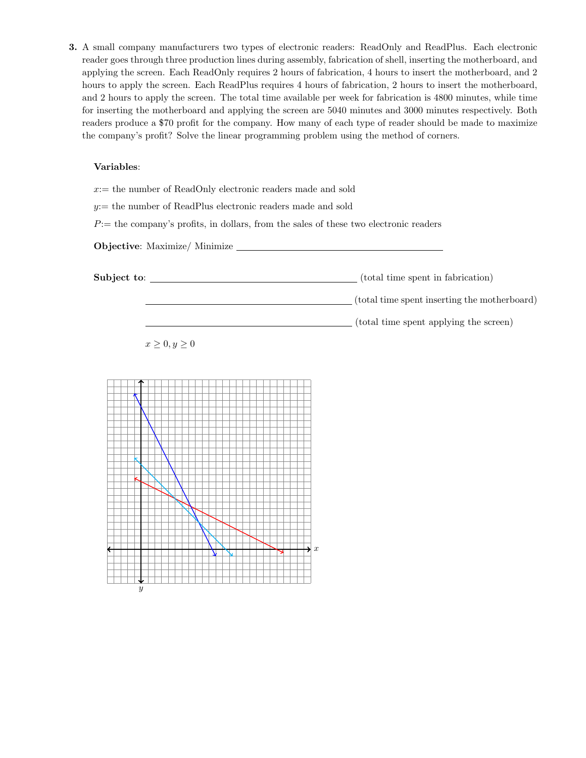**3.** A small company manufacturers two types of electronic readers: ReadOnly and ReadPlus. Each electronic reader goes through three production lines during assembly, fabrication of shell, inserting the motherboard, and applying the screen. Each ReadOnly requires 2 hours of fabrication, 4 hours to insert the motherboard, and 2 hours to apply the screen. Each ReadPlus requires 4 hours of fabrication, 2 hours to insert the motherboard, and 2 hours to apply the screen. The total time available per week for fabrication is 4800 minutes, while time for inserting the motherboard and applying the screen are 5040 minutes and 3000 minutes respectively. Both readers produce a \$70 profit for the company. How many of each type of reader should be made to maximize the company's profit? Solve the linear programming problem using the method of corners.

**Variables**:

$x$:= the number of ReadOnly electronic readers made and sold

$y$:= the number of ReadPlus electronic readers made and sold

$P$:= the company's profits, in dollars, from the sales of these two electronic readers

**Objective**: Maximize/ Minimize ______________________________

**Subject to**: ______________________________ (total time spent in fabrication)

______________________________ (total time spent inserting the motherboard)

______________________________ (total time spent applying the screen)

$x \geq 0, y \geq 0$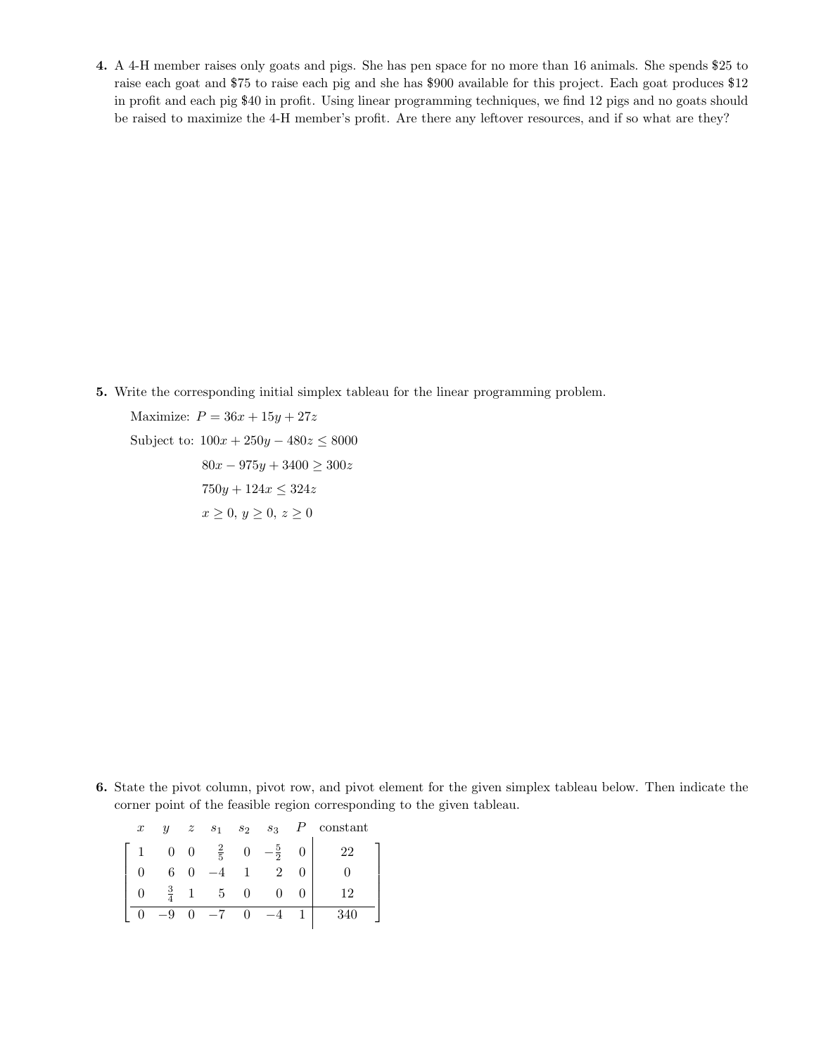**4.** A 4-H member raises only goats and pigs. She has pen space for no more than 16 animals. She spends \$25 to raise each goat and \$75 to raise each pig and she has \$900 available for this project. Each goat produces \$12 in profit and each pig \$40 in profit. Using linear programming techniques, we find 12 pigs and no goats should be raised to maximize the 4-H member's profit. Are there any leftover resources, and if so what are they?

**5.** Write the corresponding initial simplex tableau for the linear programming problem.

Maximize: $P = 36x + 15y + 27z$

Subject to: $100x + 250y - 480z \leq 8000$

$$80x - 975y + 3400 \geq 300z$$

$$750y + 124x \leq 324z$$

$$x \geq 0,\ y \geq 0,\ z \geq 0$$

**6.** State the pivot column, pivot row, and pivot element for the given simplex tableau below. Then indicate the corner point of the feasible region corresponding to the given tableau.

$$
\begin{array}{cccccccc}
x & y & z & s_1 & s_2 & s_3 & P & \text{constant}
\end{array}
$$

$$
\left[\begin{array}{ccccccc|c}
1 & 0 & 0 & \frac{2}{5} & 0 & -\frac{5}{2} & 0 & 22 \\
0 & 6 & 0 & -4 & 1 & 2 & 0 & 0 \\
0 & \frac{3}{4} & 1 & 5 & 0 & 0 & 0 & 12 \\
\hline
0 & -9 & 0 & -7 & 0 & -4 & 1 & 340
\end{array}\right]
$$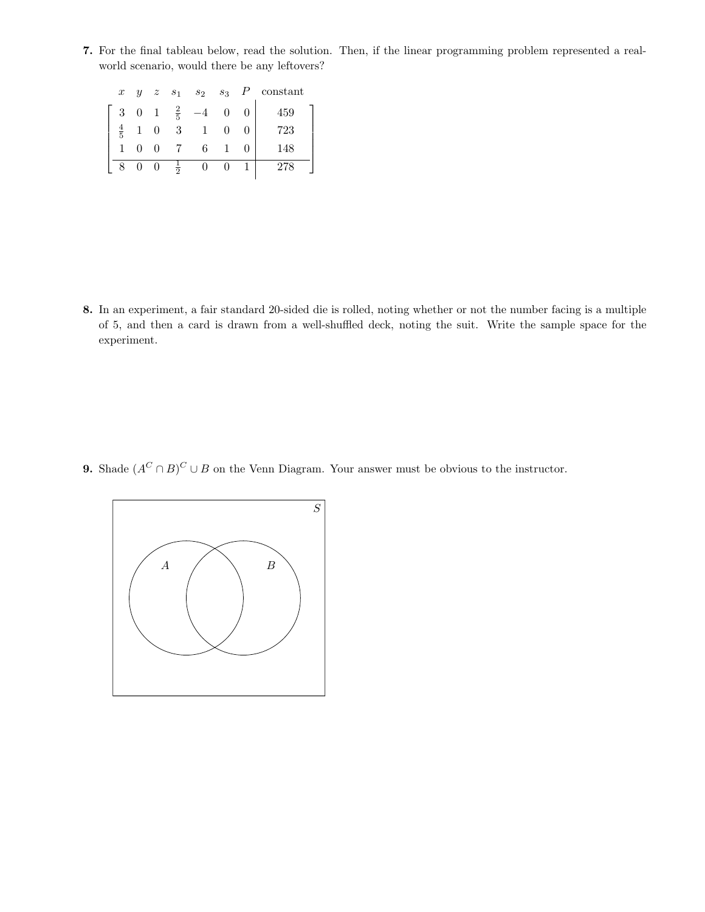**7.** For the final tableau below, read the solution. Then, if the linear programming problem represented a real-world scenario, would there be any leftovers?

$$
\begin{array}{c}
\begin{array}{cccccccc} x & y & z & s_1 & s_2 & s_3 & P & \text{constant} \end{array} \\
\left[\begin{array}{ccccccc|c}
3 & 0 & 1 & \frac{2}{5} & -4 & 0 & 0 & 459 \\
\frac{4}{5} & 1 & 0 & 3 & 1 & 0 & 0 & 723 \\
1 & 0 & 0 & 7 & 6 & 1 & 0 & 148 \\
\hline
8 & 0 & 0 & \frac{1}{2} & 0 & 0 & 1 & 278
\end{array}\right]
\end{array}
$$

**8.** In an experiment, a fair standard 20-sided die is rolled, noting whether or not the number facing is a multiple of 5, and then a card is drawn from a well-shuffled deck, noting the suit. Write the sample space for the experiment.

**9.** Shade $(A^C \cap B)^C \cup B$ on the Venn Diagram. Your answer must be obvious to the instructor.

S

A B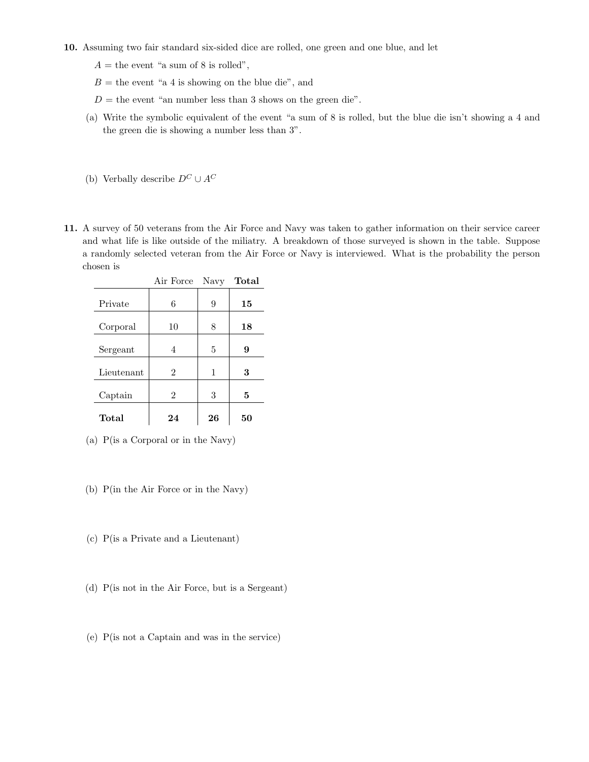**10.** Assuming two fair standard six-sided dice are rolled, one green and one blue, and let

$A =$ the event "a sum of 8 is rolled",

$B =$ the event "a 4 is showing on the blue die", and

$D =$ the event "an number less than 3 shows on the green die".

(a) Write the symbolic equivalent of the event "a sum of 8 is rolled, but the blue die isn't showing a 4 and the green die is showing a number less than 3".

(b) Verbally describe $D^C \cup A^C$

**11.** A survey of 50 veterans from the Air Force and Navy was taken to gather information on their service career and what life is like outside of the miliatry. A breakdown of those surveyed is shown in the table. Suppose a randomly selected veteran from the Air Force or Navy is interviewed. What is the probability the person chosen is

| | Air Force | Navy | **Total** |
|---|---|---|---|
| Private | 6 | 9 | **15** |
| Corporal | 10 | 8 | **18** |
| Sergeant | 4 | 5 | **9** |
| Lieutenant | 2 | 1 | **3** |
| Captain | 2 | 3 | **5** |
| **Total** | **24** | **26** | **50** |

(a) P(is a Corporal or in the Navy)

(b) P(in the Air Force or in the Navy)

(c) P(is a Private and a Lieutenant)

(d) P(is not in the Air Force, but is a Sergeant)

(e) P(is not a Captain and was in the service)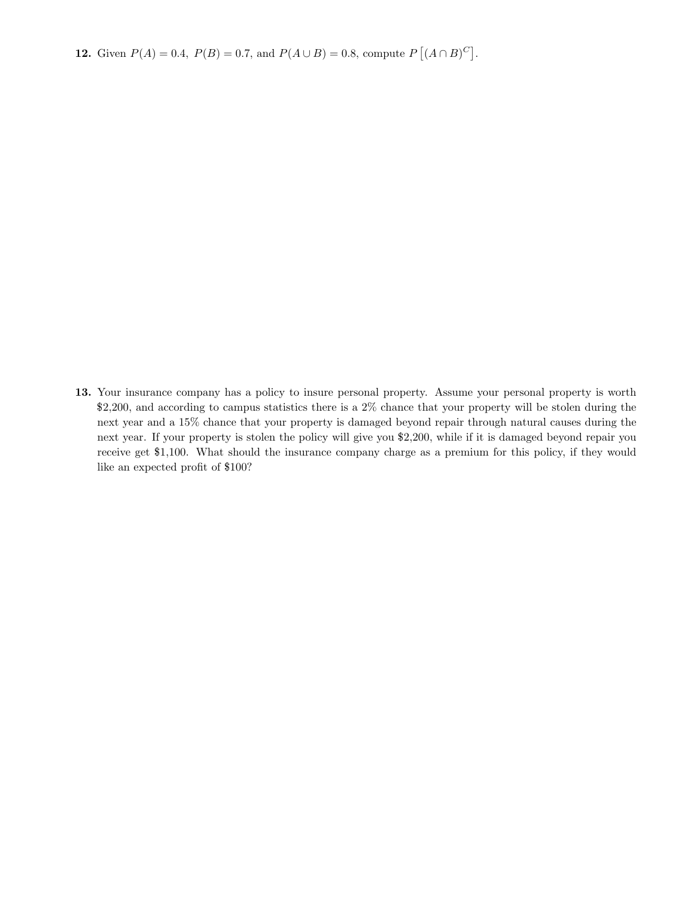**12.** Given $P(A) = 0.4,\ P(B) = 0.7$, and $P(A \cup B) = 0.8$, compute $P\left[(A \cap B)^C\right]$.

**13.** Your insurance company has a policy to insure personal property. Assume your personal property is worth \$2,200, and according to campus statistics there is a 2% chance that your property will be stolen during the next year and a 15% chance that your property is damaged beyond repair through natural causes during the next year. If your property is stolen the policy will give you \$2,200, while if it is damaged beyond repair you receive get \$1,100. What should the insurance company charge as a premium for this policy, if they would like an expected profit of \$100?